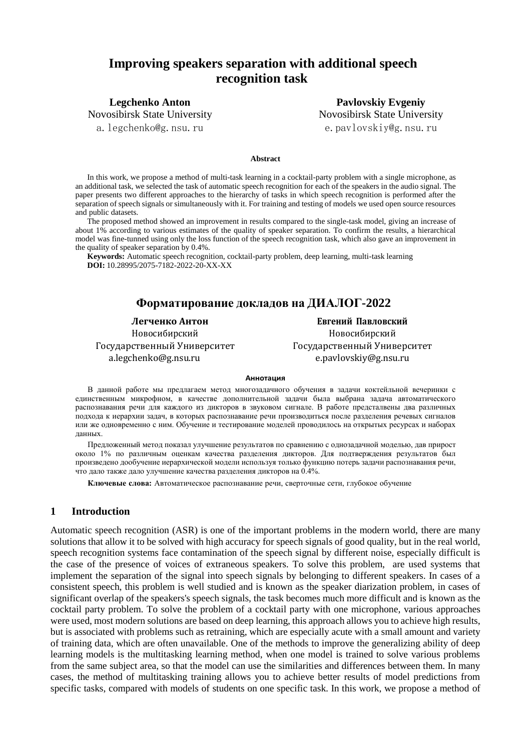# Improving speakers separation with additional speech recognition task

**Legchenko Anton**
Novosibirsk State University
a.legchenko@g.nsu.ru

**Pavlovskiy Evgeniy**
Novosibirsk State University
e.pavlovskiy@g.nsu.ru

**Abstract**

In this work, we propose a method of multi-task learning in a cocktail-party problem with a single microphone, as an additional task, we selected the task of automatic speech recognition for each of the speakers in the audio signal. The paper presents two different approaches to the hierarchy of tasks in which speech recognition is performed after the separation of speech signals or simultaneously with it. For training and testing of models we used open source resources and public datasets.

The proposed method showed an improvement in results compared to the single-task model, giving an increase of about 1% according to various estimates of the quality of speaker separation. To confirm the results, a hierarchical model was fine-tunned using only the loss function of the speech recognition task, which also gave an improvement in the quality of speaker separation by 0.4%.

**Keywords:** Automatic speech recognition, cocktail-party problem, deep learning, multi-task learning
**DOI:** 10.28995/2075-7182-2022-20-XX-XX

# Форматирование докладов на ДИАЛОГ-2022

**Легченко Антон**
Новосибирский Государственный Университет
a.legchenko@g.nsu.ru

**Евгений Павловский**
Новосибирский Государственный Университет
e.pavlovskiy@g.nsu.ru

**Аннотация**

В данной работе мы предлагаем метод многозадачного обучения в задачи коктейльной вечеринки с единственным микрофном, в качестве дополнительной задачи была выбрана задача автоматического распознавания речи для каждого из дикторов в звуковом сигнале. В работе предсталвены два различных подхода к иерархии задач, в которых распознавание речи производиться после разделения речевых сигналов или же одновременно с ним. Обучение и тестирование моделей проводилось на открытых ресурсах и наборах данных.

Предложенный метод показал улучшение результатов по сравнению с однозадачной моделью, дав прирост около 1% по различным оценкам качества разделения дикторов. Для подтверждения результатов был произведено дообучение иерархической модели используя только функцию потерь задачи распознавания речи, что дало также дало улучшение качества разделения дикторов на 0.4%.

**Ключевые слова:** Автоматическое распознавание речи, сверточные сети, глубокое обучение

## 1 Introduction

Automatic speech recognition (ASR) is one of the important problems in the modern world, there are many solutions that allow it to be solved with high accuracy for speech signals of good quality, but in the real world, speech recognition systems face contamination of the speech signal by different noise, especially difficult is the case of the presence of voices of extraneous speakers. To solve this problem, are used systems that implement the separation of the signal into speech signals by belonging to different speakers. In cases of a consistent speech, this problem is well studied and is known as the speaker diarization problem, in cases of significant overlap of the speakers's speech signals, the task becomes much more difficult and is known as the cocktail party problem. To solve the problem of a cocktail party with one microphone, various approaches were used, most modern solutions are based on deep learning, this approach allows you to achieve high results, but is associated with problems such as retraining, which are especially acute with a small amount and variety of training data, which are often unavailable. One of the methods to improve the generalizing ability of deep learning models is the multitasking learning method, when one model is trained to solve various problems from the same subject area, so that the model can use the similarities and differences between them. In many cases, the method of multitasking training allows you to achieve better results of model predictions from specific tasks, compared with models of students on one specific task. In this work, we propose a method of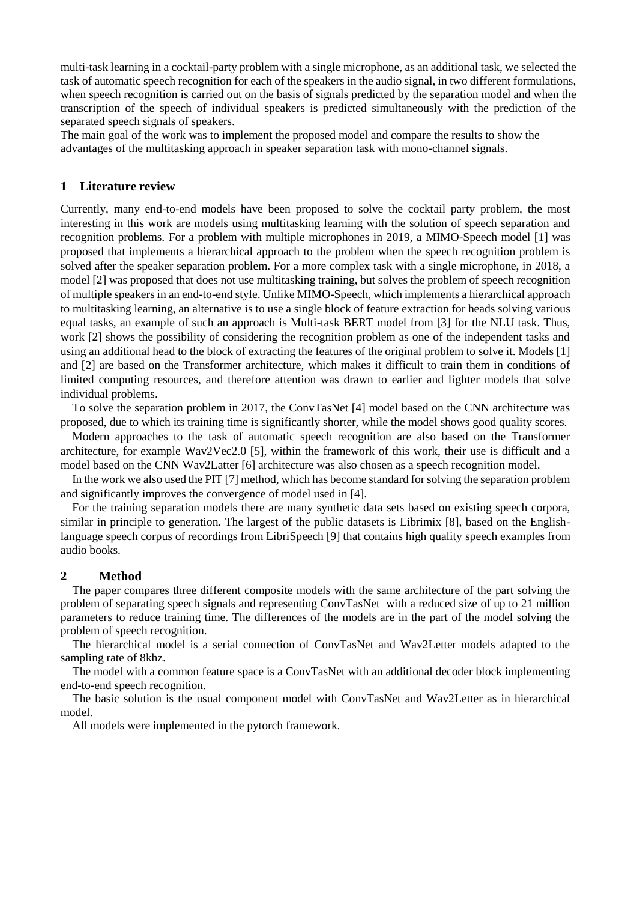multi-task learning in a cocktail-party problem with a single microphone, as an additional task, we selected the task of automatic speech recognition for each of the speakers in the audio signal, in two different formulations, when speech recognition is carried out on the basis of signals predicted by the separation model and when the transcription of the speech of individual speakers is predicted simultaneously with the prediction of the separated speech signals of speakers.

The main goal of the work was to implement the proposed model and compare the results to show the advantages of the multitasking approach in speaker separation task with mono-channel signals.

## 1 Literature review

Currently, many end-to-end models have been proposed to solve the cocktail party problem, the most interesting in this work are models using multitasking learning with the solution of speech separation and recognition problems. For a problem with multiple microphones in 2019, a MIMO-Speech model [1] was proposed that implements a hierarchical approach to the problem when the speech recognition problem is solved after the speaker separation problem. For a more complex task with a single microphone, in 2018, a model [2] was proposed that does not use multitasking training, but solves the problem of speech recognition of multiple speakers in an end-to-end style. Unlike MIMO-Speech, which implements a hierarchical approach to multitasking learning, an alternative is to use a single block of feature extraction for heads solving various equal tasks, an example of such an approach is Multi-task BERT model from [3] for the NLU task. Thus, work [2] shows the possibility of considering the recognition problem as one of the independent tasks and using an additional head to the block of extracting the features of the original problem to solve it. Models [1] and [2] are based on the Transformer architecture, which makes it difficult to train them in conditions of limited computing resources, and therefore attention was drawn to earlier and lighter models that solve individual problems.

To solve the separation problem in 2017, the ConvTasNet [4] model based on the CNN architecture was proposed, due to which its training time is significantly shorter, while the model shows good quality scores.

Modern approaches to the task of automatic speech recognition are also based on the Transformer architecture, for example Wav2Vec2.0 [5], within the framework of this work, their use is difficult and a model based on the CNN Wav2Latter [6] architecture was also chosen as a speech recognition model.

In the work we also used the PIT [7] method, which has become standard for solving the separation problem and significantly improves the convergence of model used in [4].

For the training separation models there are many synthetic data sets based on existing speech corpora, similar in principle to generation. The largest of the public datasets is Librimix [8], based on the English-language speech corpus of recordings from LibriSpeech [9] that contains high quality speech examples from audio books.

## 2 Method

The paper compares three different composite models with the same architecture of the part solving the problem of separating speech signals and representing ConvTasNet with a reduced size of up to 21 million parameters to reduce training time. The differences of the models are in the part of the model solving the problem of speech recognition.

The hierarchical model is a serial connection of ConvTasNet and Wav2Letter models adapted to the sampling rate of 8khz.

The model with a common feature space is a ConvTasNet with an additional decoder block implementing end-to-end speech recognition.

The basic solution is the usual component model with ConvTasNet and Wav2Letter as in hierarchical model.

All models were implemented in the pytorch framework.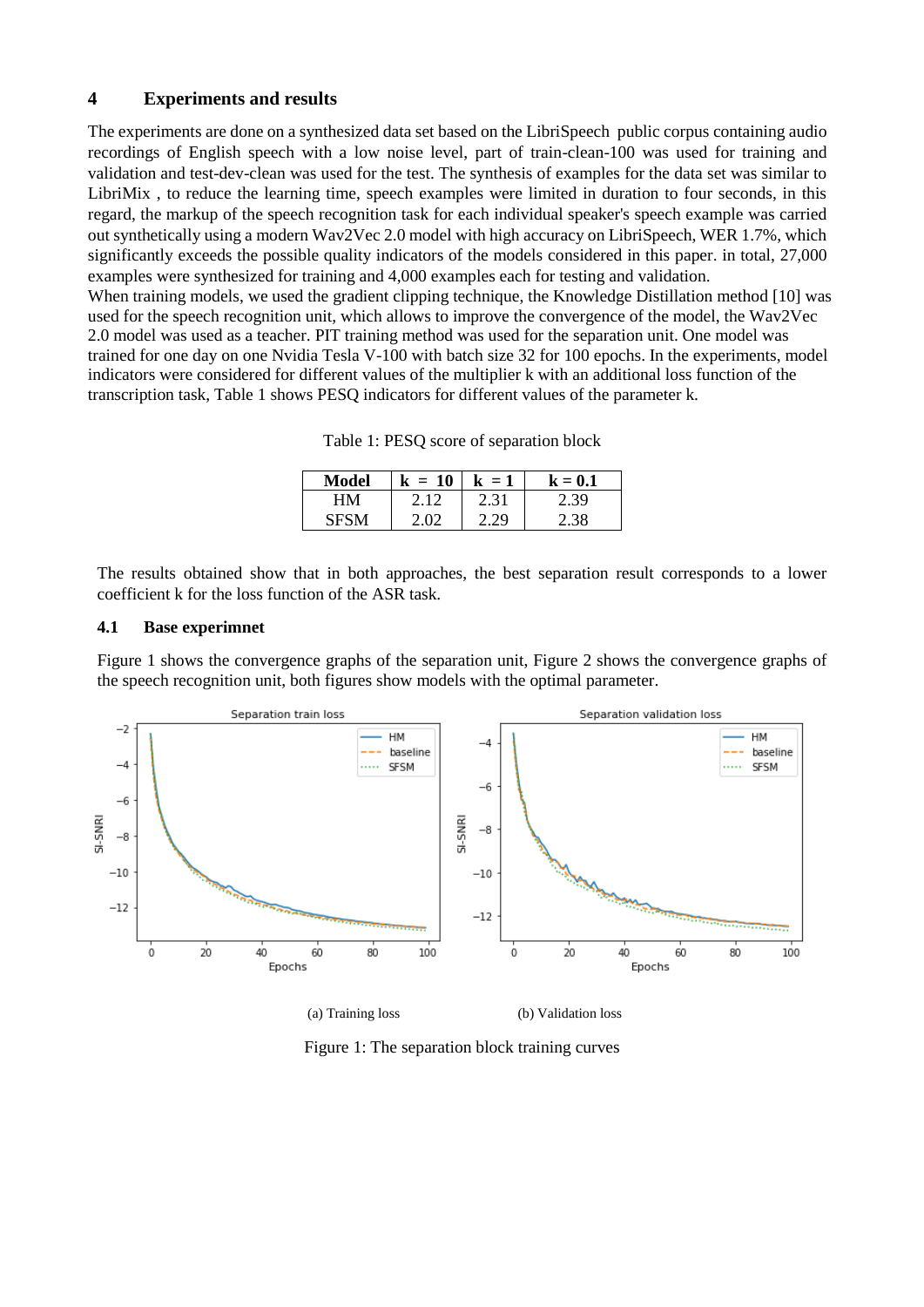## 4 Experiments and results

The experiments are done on a synthesized data set based on the LibriSpeech public corpus containing audio recordings of English speech with a low noise level, part of train-clean-100 was used for training and validation and test-dev-clean was used for the test. The synthesis of examples for the data set was similar to LibriMix , to reduce the learning time, speech examples were limited in duration to four seconds, in this regard, the markup of the speech recognition task for each individual speaker's speech example was carried out synthetically using a modern Wav2Vec 2.0 model with high accuracy on LibriSpeech, WER 1.7%, which significantly exceeds the possible quality indicators of the models considered in this paper. in total, 27,000 examples were synthesized for training and 4,000 examples each for testing and validation.

When training models, we used the gradient clipping technique, the Knowledge Distillation method [10] was used for the speech recognition unit, which allows to improve the convergence of the model, the Wav2Vec 2.0 model was used as a teacher. PIT training method was used for the separation unit. One model was trained for one day on one Nvidia Tesla V-100 with batch size 32 for 100 epochs. In the experiments, model indicators were considered for different values of the multiplier k with an additional loss function of the transcription task, Table 1 shows PESQ indicators for different values of the parameter k.

Table 1: PESQ score of separation block

| **Model** | **k = 10** | **k = 1** | **k = 0.1** |
|---|---|---|---|
| HM | 2.12 | 2.31 | 2.39 |
| SFSM | 2.02 | 2.29 | 2.38 |

The results obtained show that in both approaches, the best separation result corresponds to a lower coefficient k for the loss function of the ASR task.

### 4.1 Base experimnet

Figure 1 shows the convergence graphs of the separation unit, Figure 2 shows the convergence graphs of the speech recognition unit, both figures show models with the optimal parameter.

(a) Training loss

(b) Validation loss

Figure 1: The separation block training curves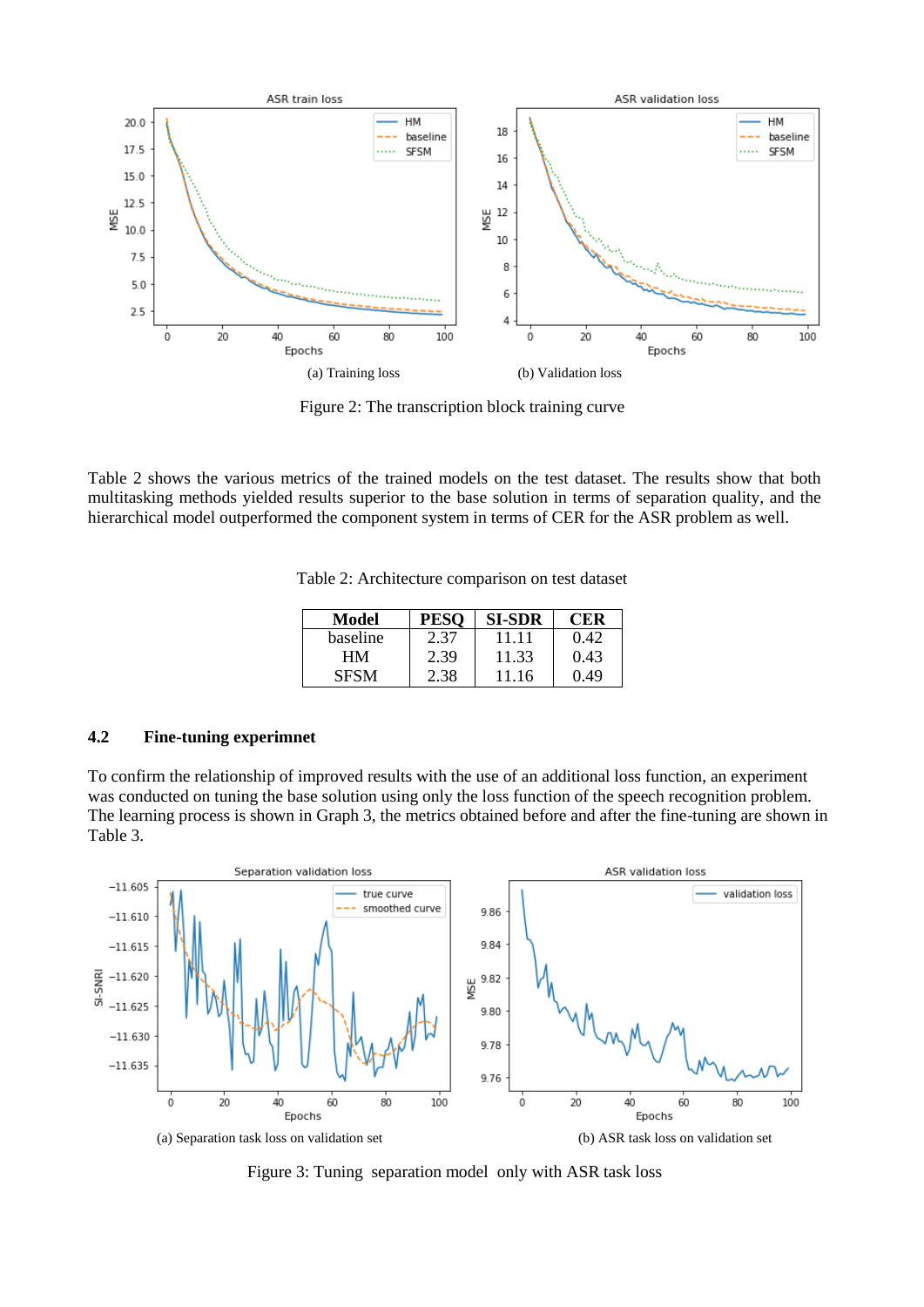(a) Training loss

(b) Validation loss

Figure 2: The transcription block training curve

Table 2 shows the various metrics of the trained models on the test dataset. The results show that both multitasking methods yielded results superior to the base solution in terms of separation quality, and the hierarchical model outperformed the component system in terms of CER for the ASR problem as well.

Table 2: Architecture comparison on test dataset

| Model | PESQ | SI-SDR | CER |
|---|---|---|---|
| baseline | 2.37 | 11.11 | 0.42 |
| HM | 2.39 | 11.33 | 0.43 |
| SFSM | 2.38 | 11.16 | 0.49 |

### 4.2 Fine-tuning experimnet

To confirm the relationship of improved results with the use of an additional loss function, an experiment was conducted on tuning the base solution using only the loss function of the speech recognition problem. The learning process is shown in Graph 3, the metrics obtained before and after the fine-tuning are shown in Table 3.

(a) Separation task loss on validation set

(b) ASR task loss on validation set

Figure 3: Tuning separation model only with ASR task loss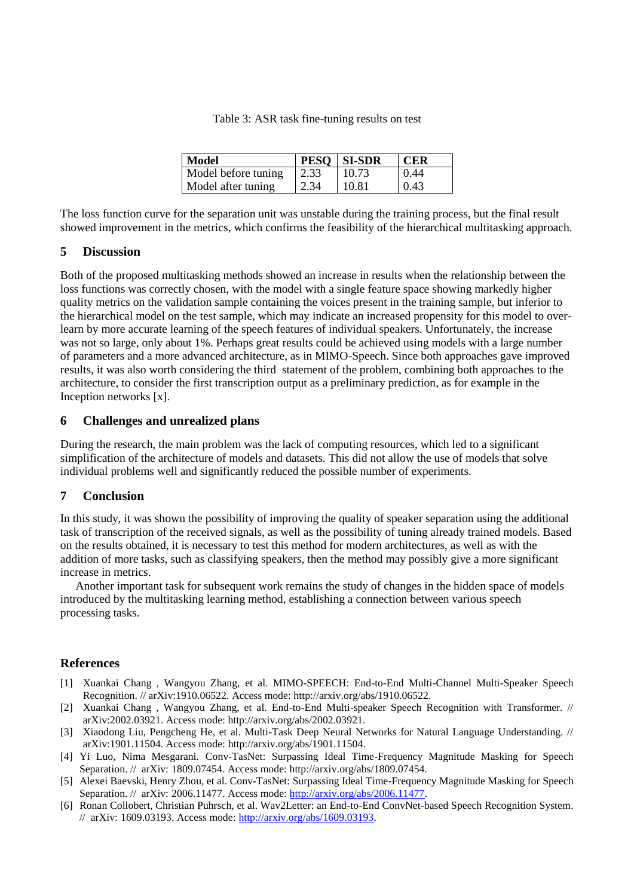Table 3: ASR task fine-tuning results on test

| Model | PESQ | SI-SDR | CER |
| --- | --- | --- | --- |
| Model before tuning | 2.33 | 10.73 | 0.44 |
| Model after tuning | 2.34 | 10.81 | 0.43 |

The loss function curve for the separation unit was unstable during the training process, but the final result showed improvement in the metrics, which confirms the feasibility of the hierarchical multitasking approach.

## 5 Discussion

Both of the proposed multitasking methods showed an increase in results when the relationship between the loss functions was correctly chosen, with the model with a single feature space showing markedly higher quality metrics on the validation sample containing the voices present in the training sample, but inferior to the hierarchical model on the test sample, which may indicate an increased propensity for this model to over-learn by more accurate learning of the speech features of individual speakers. Unfortunately, the increase was not so large, only about 1%. Perhaps great results could be achieved using models with a large number of parameters and a more advanced architecture, as in MIMO-Speech. Since both approaches gave improved results, it was also worth considering the third statement of the problem, combining both approaches to the architecture, to consider the first transcription output as a preliminary prediction, as for example in the Inception networks [x].

## 6 Challenges and unrealized plans

During the research, the main problem was the lack of computing resources, which led to a significant simplification of the architecture of models and datasets. This did not allow the use of models that solve individual problems well and significantly reduced the possible number of experiments.

## 7 Conclusion

In this study, it was shown the possibility of improving the quality of speaker separation using the additional task of transcription of the received signals, as well as the possibility of tuning already trained models. Based on the results obtained, it is necessary to test this method for modern architectures, as well as with the addition of more tasks, such as classifying speakers, then the method may possibly give a more significant increase in metrics.

Another important task for subsequent work remains the study of changes in the hidden space of models introduced by the multitasking learning method, establishing a connection between various speech processing tasks.

## References

[1] Xuankai Chang , Wangyou Zhang, et al. MIMO-SPEECH: End-to-End Multi-Channel Multi-Speaker Speech Recognition. // arXiv:1910.06522. Access mode: http://arxiv.org/abs/1910.06522.

[2] Xuankai Chang , Wangyou Zhang, et al. End-to-End Multi-speaker Speech Recognition with Transformer. // arXiv:2002.03921. Access mode: http://arxiv.org/abs/2002.03921.

[3] Xiaodong Liu, Pengcheng He, et al. Multi-Task Deep Neural Networks for Natural Language Understanding. // arXiv:1901.11504. Access mode: http://arxiv.org/abs/1901.11504.

[4] Yi Luo, Nima Mesgarani. Conv-TasNet: Surpassing Ideal Time-Frequency Magnitude Masking for Speech Separation. // arXiv: 1809.07454. Access mode: http://arxiv.org/abs/1809.07454.

[5] Alexei Baevski, Henry Zhou, et al. Conv-TasNet: Surpassing Ideal Time-Frequency Magnitude Masking for Speech Separation. // arXiv: 2006.11477. Access mode: http://arxiv.org/abs/2006.11477.

[6] Ronan Collobert, Christian Puhrsch, et al. Wav2Letter: an End-to-End ConvNet-based Speech Recognition System. // arXiv: 1609.03193. Access mode: http://arxiv.org/abs/1609.03193.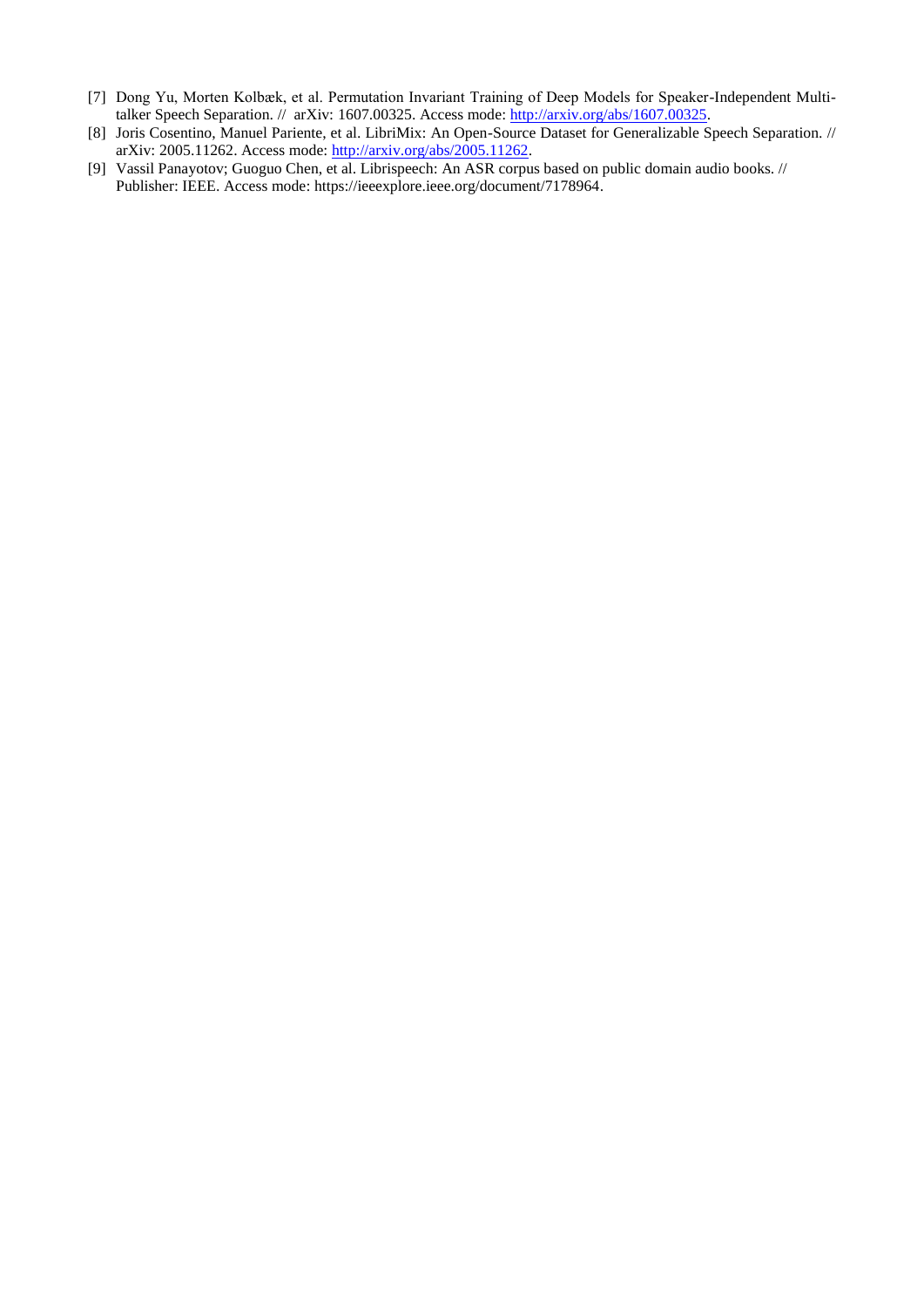[7] Dong Yu, Morten Kolbæk, et al. Permutation Invariant Training of Deep Models for Speaker-Independent Multi-talker Speech Separation. // arXiv: 1607.00325. Access mode: http://arxiv.org/abs/1607.00325.

[8] Joris Cosentino, Manuel Pariente, et al. LibriMix: An Open-Source Dataset for Generalizable Speech Separation. // arXiv: 2005.11262. Access mode: http://arxiv.org/abs/2005.11262.

[9] Vassil Panayotov; Guoguo Chen, et al. Librispeech: An ASR corpus based on public domain audio books. // Publisher: IEEE. Access mode: https://ieeexplore.ieee.org/document/7178964.